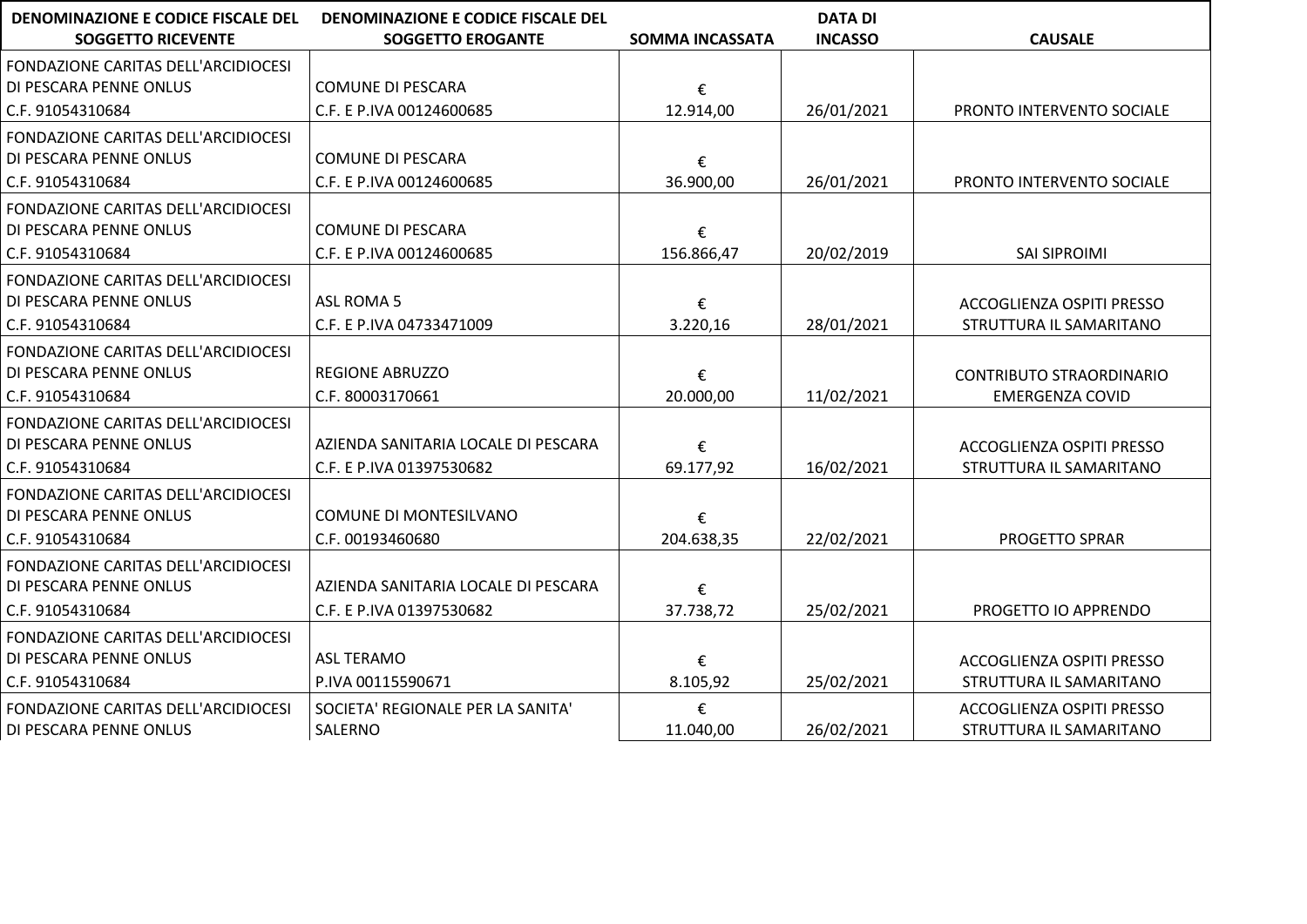| DENOMINAZIONE E CODICE FISCALE DEL SOGGETTO RICEVENTE | DENOMINAZIONE E CODICE FISCALE DEL SOGGETTO EROGANTE | SOMMA INCASSATA | DATA DI INCASSO | CAUSALE |
|---|---|---|---|---|
| FONDAZIONE CARITAS DELL'ARCIDIOCESI DI PESCARA PENNE ONLUS C.F. 91054310684 | COMUNE DI PESCARA C.F. E P.IVA 00124600685 | € 12.914,00 | 26/01/2021 | PRONTO INTERVENTO SOCIALE |
| FONDAZIONE CARITAS DELL'ARCIDIOCESI DI PESCARA PENNE ONLUS C.F. 91054310684 | COMUNE DI PESCARA C.F. E P.IVA 00124600685 | € 36.900,00 | 26/01/2021 | PRONTO INTERVENTO SOCIALE |
| FONDAZIONE CARITAS DELL'ARCIDIOCESI DI PESCARA PENNE ONLUS C.F. 91054310684 | COMUNE DI PESCARA C.F. E P.IVA 00124600685 | € 156.866,47 | 20/02/2019 | SAI SIPROIMI |
| FONDAZIONE CARITAS DELL'ARCIDIOCESI DI PESCARA PENNE ONLUS C.F. 91054310684 | ASL ROMA 5 C.F. E P.IVA 04733471009 | € 3.220,16 | 28/01/2021 | ACCOGLIENZA OSPITI PRESSO STRUTTURA IL SAMARITANO |
| FONDAZIONE CARITAS DELL'ARCIDIOCESI DI PESCARA PENNE ONLUS C.F. 91054310684 | REGIONE ABRUZZO C.F. 80003170661 | € 20.000,00 | 11/02/2021 | CONTRIBUTO STRAORDINARIO EMERGENZA COVID |
| FONDAZIONE CARITAS DELL'ARCIDIOCESI DI PESCARA PENNE ONLUS C.F. 91054310684 | AZIENDA SANITARIA LOCALE DI PESCARA C.F. E P.IVA 01397530682 | € 69.177,92 | 16/02/2021 | ACCOGLIENZA OSPITI PRESSO STRUTTURA IL SAMARITANO |
| FONDAZIONE CARITAS DELL'ARCIDIOCESI DI PESCARA PENNE ONLUS C.F. 91054310684 | COMUNE DI MONTESILVANO C.F. 00193460680 | € 204.638,35 | 22/02/2021 | PROGETTO SPRAR |
| FONDAZIONE CARITAS DELL'ARCIDIOCESI DI PESCARA PENNE ONLUS C.F. 91054310684 | AZIENDA SANITARIA LOCALE DI PESCARA C.F. E P.IVA 01397530682 | € 37.738,72 | 25/02/2021 | PROGETTO IO APPRENDO |
| FONDAZIONE CARITAS DELL'ARCIDIOCESI DI PESCARA PENNE ONLUS C.F. 91054310684 | ASL TERAMO P.IVA 00115590671 | € 8.105,92 | 25/02/2021 | ACCOGLIENZA OSPITI PRESSO STRUTTURA IL SAMARITANO |
| FONDAZIONE CARITAS DELL'ARCIDIOCESI DI PESCARA PENNE ONLUS | SOCIETA' REGIONALE PER LA SANITA' SALERNO | € 11.040,00 | 26/02/2021 | ACCOGLIENZA OSPITI PRESSO STRUTTURA IL SAMARITANO |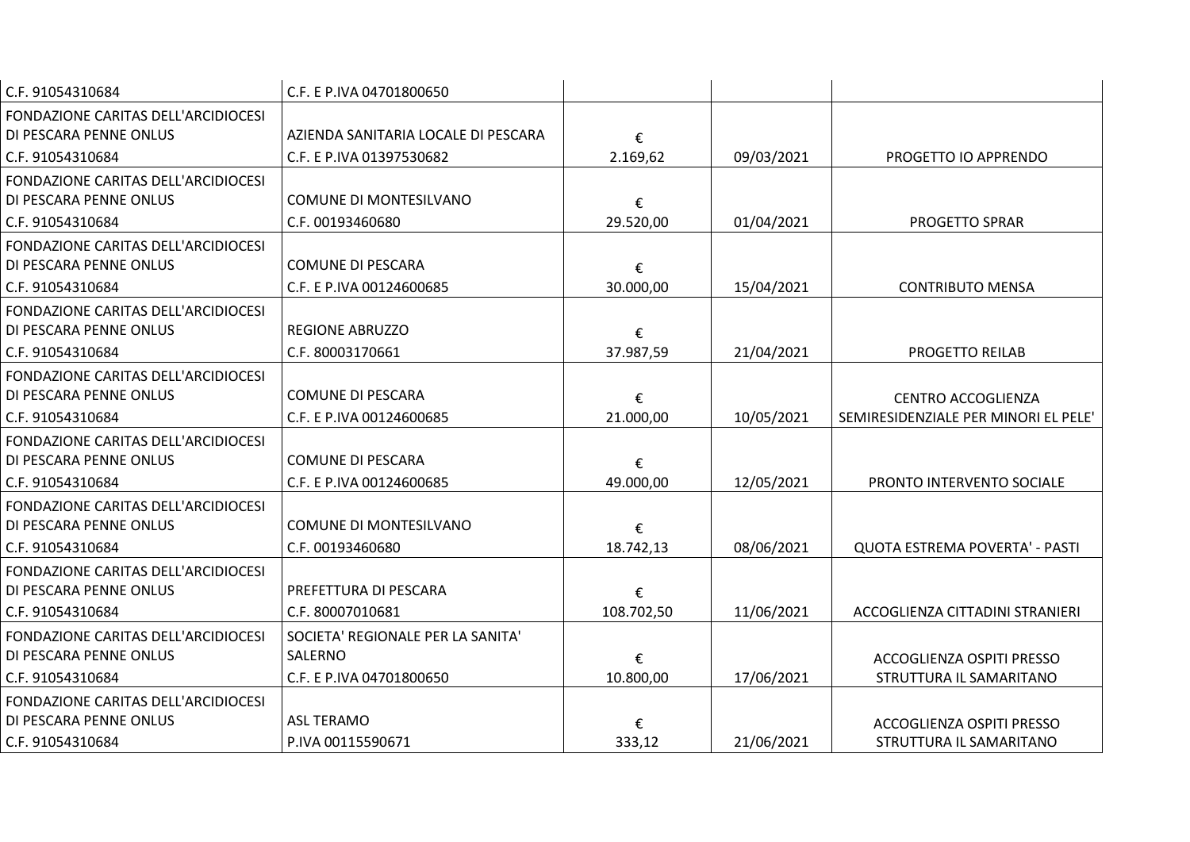| | | | | |
|---|---|---|---|---|
| C.F. 91054310684 | C.F. E P.IVA 04701800650 | | | |
| FONDAZIONE CARITAS DELL'ARCIDIOCESI DI PESCARA PENNE ONLUS C.F. 91054310684 | AZIENDA SANITARIA LOCALE DI PESCARA C.F. E P.IVA 01397530682 | € 2.169,62 | 09/03/2021 | PROGETTO IO APPRENDO |
| FONDAZIONE CARITAS DELL'ARCIDIOCESI DI PESCARA PENNE ONLUS C.F. 91054310684 | COMUNE DI MONTESILVANO C.F. 00193460680 | € 29.520,00 | 01/04/2021 | PROGETTO SPRAR |
| FONDAZIONE CARITAS DELL'ARCIDIOCESI DI PESCARA PENNE ONLUS C.F. 91054310684 | COMUNE DI PESCARA C.F. E P.IVA 00124600685 | € 30.000,00 | 15/04/2021 | CONTRIBUTO MENSA |
| FONDAZIONE CARITAS DELL'ARCIDIOCESI DI PESCARA PENNE ONLUS C.F. 91054310684 | REGIONE ABRUZZO C.F. 80003170661 | € 37.987,59 | 21/04/2021 | PROGETTO REILAB |
| FONDAZIONE CARITAS DELL'ARCIDIOCESI DI PESCARA PENNE ONLUS C.F. 91054310684 | COMUNE DI PESCARA C.F. E P.IVA 00124600685 | € 21.000,00 | 10/05/2021 | CENTRO ACCOGLIENZA SEMIRESIDENZIALE PER MINORI EL PELE' |
| FONDAZIONE CARITAS DELL'ARCIDIOCESI DI PESCARA PENNE ONLUS C.F. 91054310684 | COMUNE DI PESCARA C.F. E P.IVA 00124600685 | € 49.000,00 | 12/05/2021 | PRONTO INTERVENTO SOCIALE |
| FONDAZIONE CARITAS DELL'ARCIDIOCESI DI PESCARA PENNE ONLUS C.F. 91054310684 | COMUNE DI MONTESILVANO C.F. 00193460680 | € 18.742,13 | 08/06/2021 | QUOTA ESTREMA POVERTA' - PASTI |
| FONDAZIONE CARITAS DELL'ARCIDIOCESI DI PESCARA PENNE ONLUS C.F. 91054310684 | PREFETTURA DI PESCARA C.F. 80007010681 | € 108.702,50 | 11/06/2021 | ACCOGLIENZA CITTADINI STRANIERI |
| FONDAZIONE CARITAS DELL'ARCIDIOCESI DI PESCARA PENNE ONLUS C.F. 91054310684 | SOCIETA' REGIONALE PER LA SANITA' SALERNO C.F. E P.IVA 04701800650 | € 10.800,00 | 17/06/2021 | ACCOGLIENZA OSPITI PRESSO STRUTTURA IL SAMARITANO |
| FONDAZIONE CARITAS DELL'ARCIDIOCESI DI PESCARA PENNE ONLUS C.F. 91054310684 | ASL TERAMO P.IVA 00115590671 | € 333,12 | 21/06/2021 | ACCOGLIENZA OSPITI PRESSO STRUTTURA IL SAMARITANO |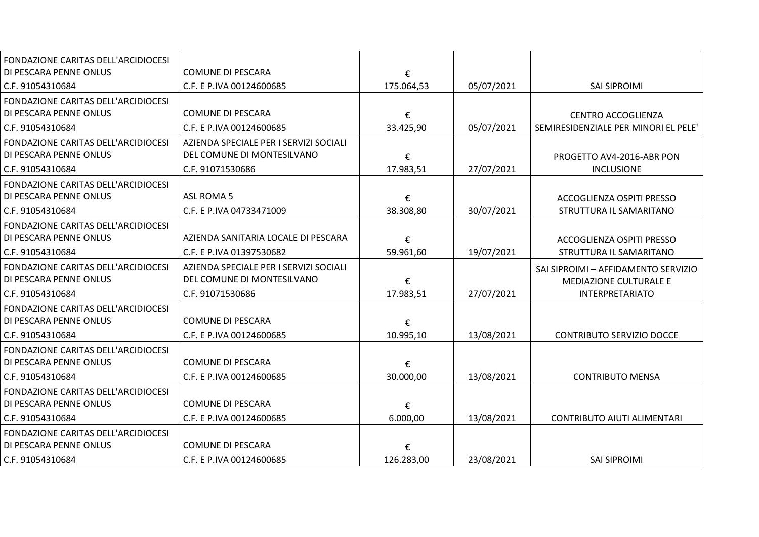| | | | | |
|---|---|---|---|---|
| FONDAZIONE CARITAS DELL'ARCIDIOCESI DI PESCARA PENNE ONLUS C.F. 91054310684 | COMUNE DI PESCARA C.F. E P.IVA 00124600685 | € 175.064,53 | 05/07/2021 | SAI SIPROIMI |
| FONDAZIONE CARITAS DELL'ARCIDIOCESI DI PESCARA PENNE ONLUS C.F. 91054310684 | COMUNE DI PESCARA C.F. E P.IVA 00124600685 | € 33.425,90 | 05/07/2021 | CENTRO ACCOGLIENZA SEMIRESIDENZIALE PER MINORI EL PELE' |
| FONDAZIONE CARITAS DELL'ARCIDIOCESI DI PESCARA PENNE ONLUS C.F. 91054310684 | AZIENDA SPECIALE PER I SERVIZI SOCIALI DEL COMUNE DI MONTESILVANO C.F. 91071530686 | € 17.983,51 | 27/07/2021 | PROGETTO AV4-2016-ABR PON INCLUSIONE |
| FONDAZIONE CARITAS DELL'ARCIDIOCESI DI PESCARA PENNE ONLUS C.F. 91054310684 | ASL ROMA 5 C.F. E P.IVA 04733471009 | € 38.308,80 | 30/07/2021 | ACCOGLIENZA OSPITI PRESSO STRUTTURA IL SAMARITANO |
| FONDAZIONE CARITAS DELL'ARCIDIOCESI DI PESCARA PENNE ONLUS C.F. 91054310684 | AZIENDA SANITARIA LOCALE DI PESCARA C.F. E P.IVA 01397530682 | € 59.961,60 | 19/07/2021 | ACCOGLIENZA OSPITI PRESSO STRUTTURA IL SAMARITANO |
| FONDAZIONE CARITAS DELL'ARCIDIOCESI DI PESCARA PENNE ONLUS C.F. 91054310684 | AZIENDA SPECIALE PER I SERVIZI SOCIALI DEL COMUNE DI MONTESILVANO C.F. 91071530686 | € 17.983,51 | 27/07/2021 | SAI SIPROIMI – AFFIDAMENTO SERVIZIO MEDIAZIONE CULTURALE E INTERPRETARIATO |
| FONDAZIONE CARITAS DELL'ARCIDIOCESI DI PESCARA PENNE ONLUS C.F. 91054310684 | COMUNE DI PESCARA C.F. E P.IVA 00124600685 | € 10.995,10 | 13/08/2021 | CONTRIBUTO SERVIZIO DOCCE |
| FONDAZIONE CARITAS DELL'ARCIDIOCESI DI PESCARA PENNE ONLUS C.F. 91054310684 | COMUNE DI PESCARA C.F. E P.IVA 00124600685 | € 30.000,00 | 13/08/2021 | CONTRIBUTO MENSA |
| FONDAZIONE CARITAS DELL'ARCIDIOCESI DI PESCARA PENNE ONLUS C.F. 91054310684 | COMUNE DI PESCARA C.F. E P.IVA 00124600685 | € 6.000,00 | 13/08/2021 | CONTRIBUTO AIUTI ALIMENTARI |
| FONDAZIONE CARITAS DELL'ARCIDIOCESI DI PESCARA PENNE ONLUS C.F. 91054310684 | COMUNE DI PESCARA C.F. E P.IVA 00124600685 | € 126.283,00 | 23/08/2021 | SAI SIPROIMI |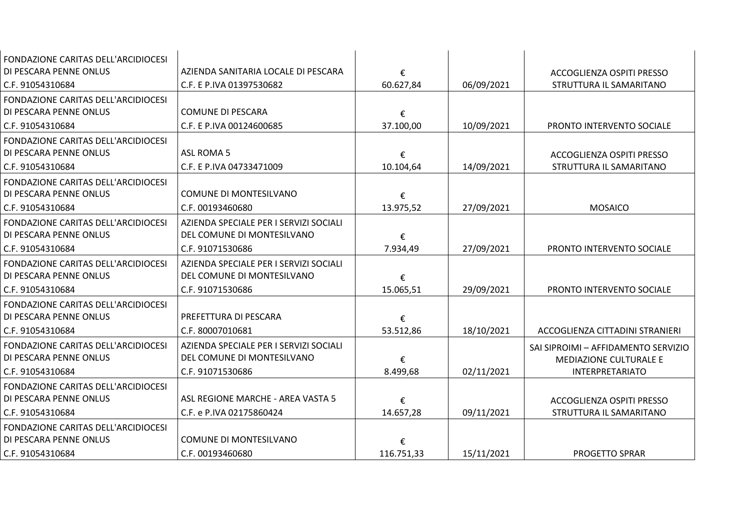| | | | | |
|---|---|---|---|---|
| FONDAZIONE CARITAS DELL'ARCIDIOCESI DI PESCARA PENNE ONLUS C.F. 91054310684 | AZIENDA SANITARIA LOCALE DI PESCARA C.F. E P.IVA 01397530682 | € 60.627,84 | 06/09/2021 | ACCOGLIENZA OSPITI PRESSO STRUTTURA IL SAMARITANO |
| FONDAZIONE CARITAS DELL'ARCIDIOCESI DI PESCARA PENNE ONLUS C.F. 91054310684 | COMUNE DI PESCARA C.F. E P.IVA 00124600685 | € 37.100,00 | 10/09/2021 | PRONTO INTERVENTO SOCIALE |
| FONDAZIONE CARITAS DELL'ARCIDIOCESI DI PESCARA PENNE ONLUS C.F. 91054310684 | ASL ROMA 5 C.F. E P.IVA 04733471009 | € 10.104,64 | 14/09/2021 | ACCOGLIENZA OSPITI PRESSO STRUTTURA IL SAMARITANO |
| FONDAZIONE CARITAS DELL'ARCIDIOCESI DI PESCARA PENNE ONLUS C.F. 91054310684 | COMUNE DI MONTESILVANO C.F. 00193460680 | € 13.975,52 | 27/09/2021 | MOSAICO |
| FONDAZIONE CARITAS DELL'ARCIDIOCESI DI PESCARA PENNE ONLUS C.F. 91054310684 | AZIENDA SPECIALE PER I SERVIZI SOCIALI DEL COMUNE DI MONTESILVANO C.F. 91071530686 | € 7.934,49 | 27/09/2021 | PRONTO INTERVENTO SOCIALE |
| FONDAZIONE CARITAS DELL'ARCIDIOCESI DI PESCARA PENNE ONLUS C.F. 91054310684 | AZIENDA SPECIALE PER I SERVIZI SOCIALI DEL COMUNE DI MONTESILVANO C.F. 91071530686 | € 15.065,51 | 29/09/2021 | PRONTO INTERVENTO SOCIALE |
| FONDAZIONE CARITAS DELL'ARCIDIOCESI DI PESCARA PENNE ONLUS C.F. 91054310684 | PREFETTURA DI PESCARA C.F. 80007010681 | € 53.512,86 | 18/10/2021 | ACCOGLIENZA CITTADINI STRANIERI |
| FONDAZIONE CARITAS DELL'ARCIDIOCESI DI PESCARA PENNE ONLUS C.F. 91054310684 | AZIENDA SPECIALE PER I SERVIZI SOCIALI DEL COMUNE DI MONTESILVANO C.F. 91071530686 | € 8.499,68 | 02/11/2021 | SAI SIPROIMI – AFFIDAMENTO SERVIZIO MEDIAZIONE CULTURALE E INTERPRETARIATO |
| FONDAZIONE CARITAS DELL'ARCIDIOCESI DI PESCARA PENNE ONLUS C.F. 91054310684 | ASL REGIONE MARCHE - AREA VASTA 5 C.F. e P.IVA 02175860424 | € 14.657,28 | 09/11/2021 | ACCOGLIENZA OSPITI PRESSO STRUTTURA IL SAMARITANO |
| FONDAZIONE CARITAS DELL'ARCIDIOCESI DI PESCARA PENNE ONLUS C.F. 91054310684 | COMUNE DI MONTESILVANO C.F. 00193460680 | € 116.751,33 | 15/11/2021 | PROGETTO SPRAR |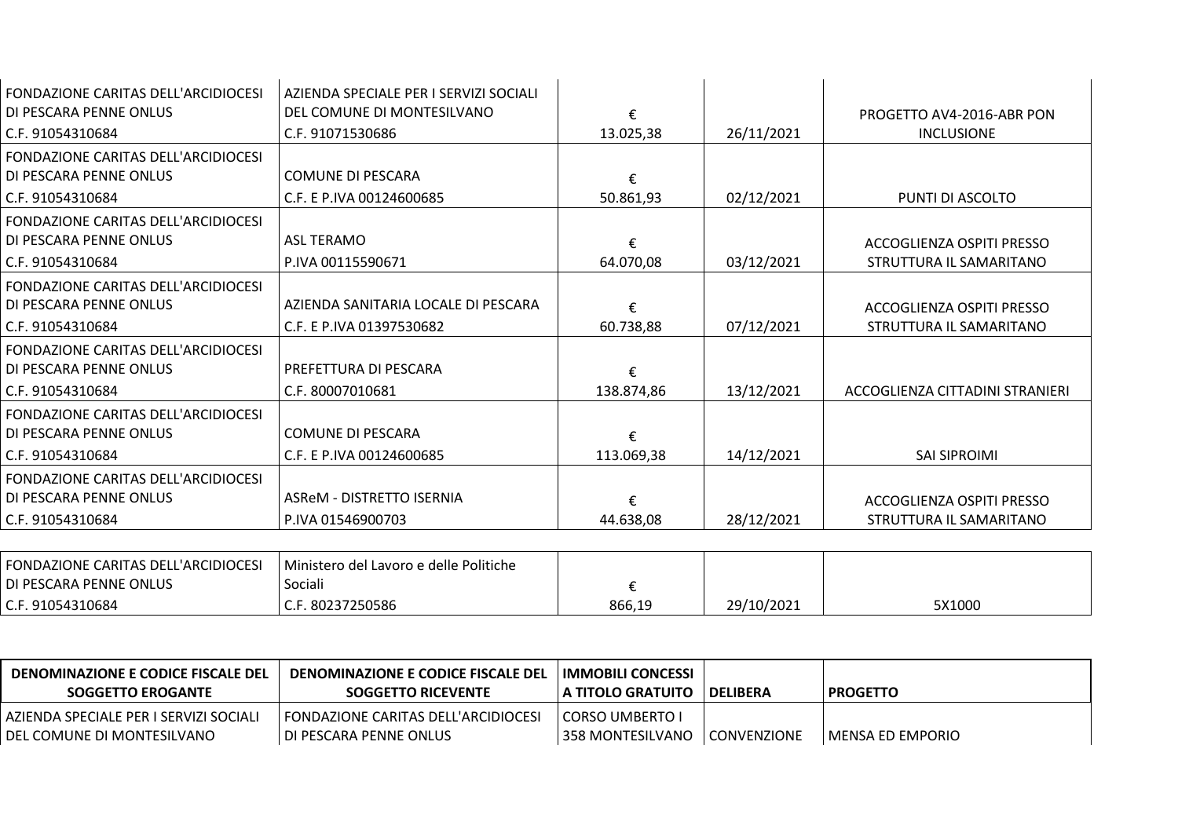| | | | | |
|---|---|---|---|---|
| FONDAZIONE CARITAS DELL'ARCIDIOCESI DI PESCARA PENNE ONLUS C.F. 91054310684 | AZIENDA SPECIALE PER I SERVIZI SOCIALI DEL COMUNE DI MONTESILVANO C.F. 91071530686 | € 13.025,38 | 26/11/2021 | PROGETTO AV4-2016-ABR PON INCLUSIONE |
| FONDAZIONE CARITAS DELL'ARCIDIOCESI DI PESCARA PENNE ONLUS C.F. 91054310684 | COMUNE DI PESCARA C.F. E P.IVA 00124600685 | € 50.861,93 | 02/12/2021 | PUNTI DI ASCOLTO |
| FONDAZIONE CARITAS DELL'ARCIDIOCESI DI PESCARA PENNE ONLUS C.F. 91054310684 | ASL TERAMO P.IVA 00115590671 | € 64.070,08 | 03/12/2021 | ACCOGLIENZA OSPITI PRESSO STRUTTURA IL SAMARITANO |
| FONDAZIONE CARITAS DELL'ARCIDIOCESI DI PESCARA PENNE ONLUS C.F. 91054310684 | AZIENDA SANITARIA LOCALE DI PESCARA C.F. E P.IVA 01397530682 | € 60.738,88 | 07/12/2021 | ACCOGLIENZA OSPITI PRESSO STRUTTURA IL SAMARITANO |
| FONDAZIONE CARITAS DELL'ARCIDIOCESI DI PESCARA PENNE ONLUS C.F. 91054310684 | PREFETTURA DI PESCARA C.F. 80007010681 | € 138.874,86 | 13/12/2021 | ACCOGLIENZA CITTADINI STRANIERI |
| FONDAZIONE CARITAS DELL'ARCIDIOCESI DI PESCARA PENNE ONLUS C.F. 91054310684 | COMUNE DI PESCARA C.F. E P.IVA 00124600685 | € 113.069,38 | 14/12/2021 | SAI SIPROIMI |
| FONDAZIONE CARITAS DELL'ARCIDIOCESI DI PESCARA PENNE ONLUS C.F. 91054310684 | ASReM - DISTRETTO ISERNIA P.IVA 01546900703 | € 44.638,08 | 28/12/2021 | ACCOGLIENZA OSPITI PRESSO STRUTTURA IL SAMARITANO |

| | | | | |
|---|---|---|---|---|
| FONDAZIONE CARITAS DELL'ARCIDIOCESI DI PESCARA PENNE ONLUS C.F. 91054310684 | Ministero del Lavoro e delle Politiche Sociali C.F. 80237250586 | € 866,19 | 29/10/2021 | 5X1000 |

| DENOMINAZIONE E CODICE FISCALE DEL SOGGETTO EROGANTE | DENOMINAZIONE E CODICE FISCALE DEL SOGGETTO RICEVENTE | IMMOBILI CONCESSI A TITOLO GRATUITO | DELIBERA | PROGETTO |
|---|---|---|---|---|
| AZIENDA SPECIALE PER I SERVIZI SOCIALI DEL COMUNE DI MONTESILVANO | FONDAZIONE CARITAS DELL'ARCIDIOCESI DI PESCARA PENNE ONLUS | CORSO UMBERTO I 358 MONTESILVANO | CONVENZIONE | MENSA ED EMPORIO |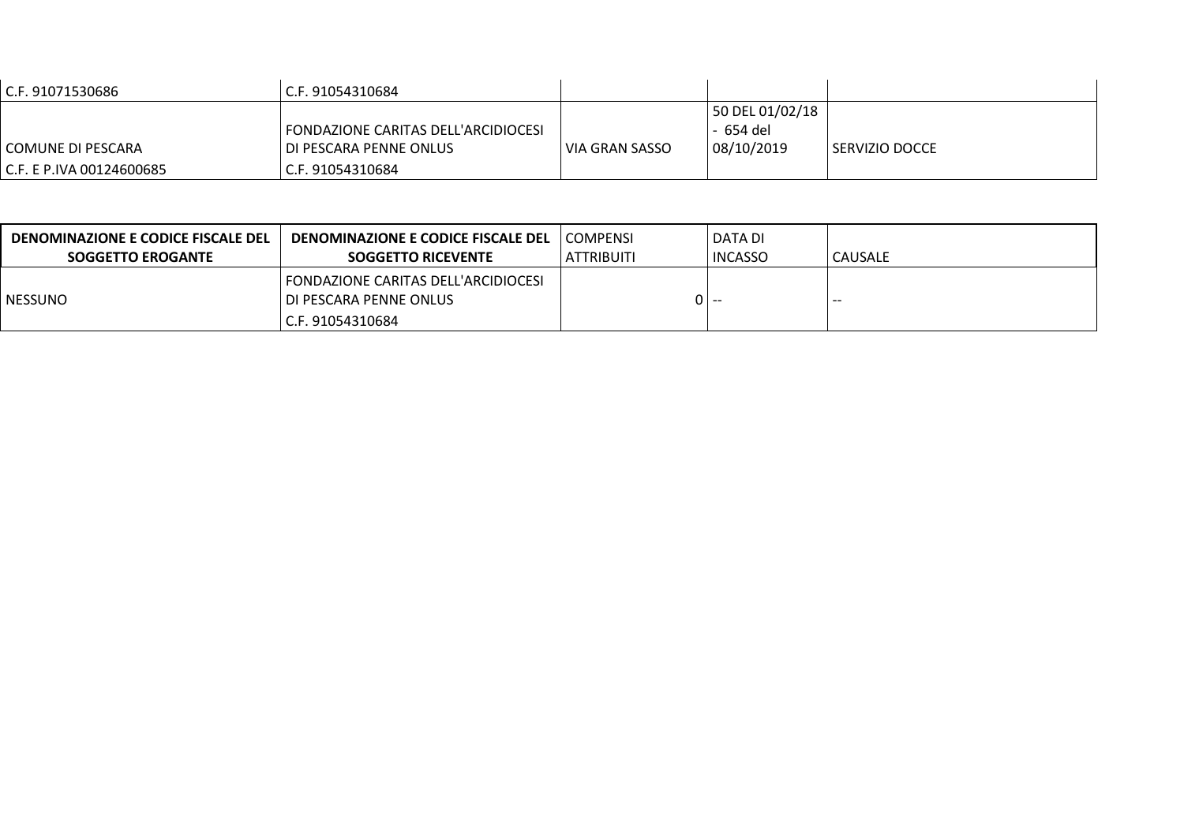| | | | | |
|---|---|---|---|---|
| C.F. 91071530686 | C.F. 91054310684 | | | |
| COMUNE DI PESCARA C.F. E P.IVA 00124600685 | FONDAZIONE CARITAS DELL'ARCIDIOCESI DI PESCARA PENNE ONLUS C.F. 91054310684 | VIA GRAN SASSO | 50 DEL 01/02/18 - 654 del 08/10/2019 | SERVIZIO DOCCE |

| **DENOMINAZIONE E CODICE FISCALE DEL SOGGETTO EROGANTE** | **DENOMINAZIONE E CODICE FISCALE DEL SOGGETTO RICEVENTE** | COMPENSI ATTRIBUITI | DATA DI INCASSO | CAUSALE |
|---|---|---|---|---|
| NESSUNO | FONDAZIONE CARITAS DELL'ARCIDIOCESI DI PESCARA PENNE ONLUS C.F. 91054310684 | 0 | -- | -- |